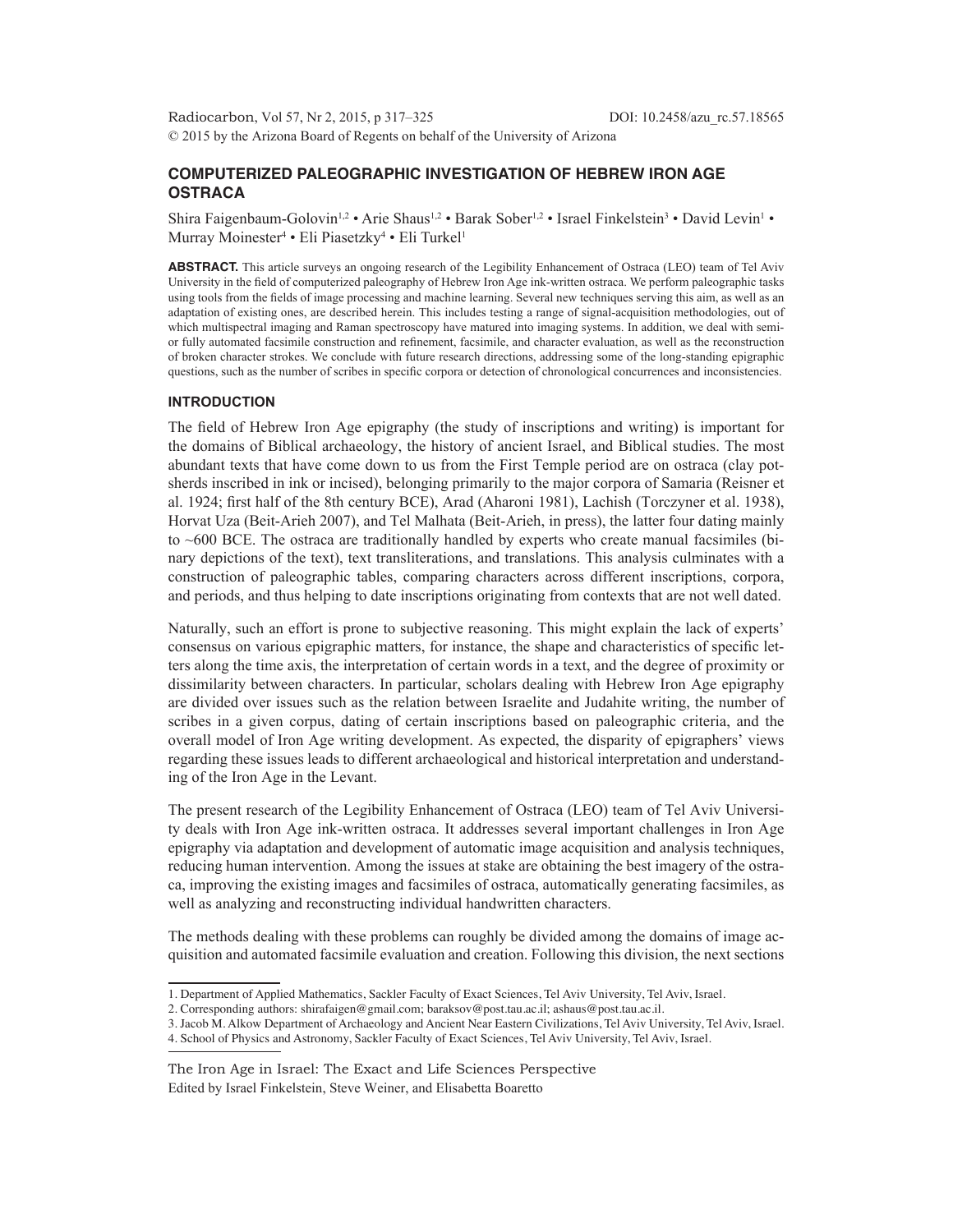# COMPUTERIZED PALEOGRAPHIC INVESTIGATION OF HEBREW IRON AGE OSTRACA

Shira Faigenbaum-Golovin[1,2] • Arie Shaus[1,2] • Barak Sober[1,2] • Israel Finkelstein[3] • David Levin[1] • Murray Moinester[4] • Eli Piasetzky[4] • Eli Turkel[1]

**ABSTRACT.** This article surveys an ongoing research of the Legibility Enhancement of Ostraca (LEO) team of Tel Aviv University in the field of computerized paleography of Hebrew Iron Age ink-written ostraca. We perform paleographic tasks using tools from the fields of image processing and machine learning. Several new techniques serving this aim, as well as an adaptation of existing ones, are described herein. This includes testing a range of signal-acquisition methodologies, out of which multispectral imaging and Raman spectroscopy have matured into imaging systems. In addition, we deal with semi- or fully automated facsimile construction and refinement, facsimile, and character evaluation, as well as the reconstruction of broken character strokes. We conclude with future research directions, addressing some of the long-standing epigraphic questions, such as the number of scribes in specific corpora or detection of chronological concurrences and inconsistencies.

## INTRODUCTION

The field of Hebrew Iron Age epigraphy (the study of inscriptions and writing) is important for the domains of Biblical archaeology, the history of ancient Israel, and Biblical studies. The most abundant texts that have come down to us from the First Temple period are on ostraca (clay potsherds inscribed in ink or incised), belonging primarily to the major corpora of Samaria (Reisner et al. 1924; first half of the 8th century BCE), Arad (Aharoni 1981), Lachish (Torczyner et al. 1938), Horvat Uza (Beit-Arieh 2007), and Tel Malhata (Beit-Arieh, in press), the latter four dating mainly to ~600 BCE. The ostraca are traditionally handled by experts who create manual facsimiles (binary depictions of the text), text transliterations, and translations. This analysis culminates with a construction of paleographic tables, comparing characters across different inscriptions, corpora, and periods, and thus helping to date inscriptions originating from contexts that are not well dated.

Naturally, such an effort is prone to subjective reasoning. This might explain the lack of experts' consensus on various epigraphic matters, for instance, the shape and characteristics of specific letters along the time axis, the interpretation of certain words in a text, and the degree of proximity or dissimilarity between characters. In particular, scholars dealing with Hebrew Iron Age epigraphy are divided over issues such as the relation between Israelite and Judahite writing, the number of scribes in a given corpus, dating of certain inscriptions based on paleographic criteria, and the overall model of Iron Age writing development. As expected, the disparity of epigraphers' views regarding these issues leads to different archaeological and historical interpretation and understanding of the Iron Age in the Levant.

The present research of the Legibility Enhancement of Ostraca (LEO) team of Tel Aviv University deals with Iron Age ink-written ostraca. It addresses several important challenges in Iron Age epigraphy via adaptation and development of automatic image acquisition and analysis techniques, reducing human intervention. Among the issues at stake are obtaining the best imagery of the ostraca, improving the existing images and facsimiles of ostraca, automatically generating facsimiles, as well as analyzing and reconstructing individual handwritten characters.

The methods dealing with these problems can roughly be divided among the domains of image acquisition and automated facsimile evaluation and creation. Following this division, the next sections

1. Department of Applied Mathematics, Sackler Faculty of Exact Sciences, Tel Aviv University, Tel Aviv, Israel.
2. Corresponding authors: shirafaigen@gmail.com; baraksov@post.tau.ac.il; ashaus@post.tau.ac.il.
3. Jacob M. Alkow Department of Archaeology and Ancient Near Eastern Civilizations, Tel Aviv University, Tel Aviv, Israel.
4. School of Physics and Astronomy, Sackler Faculty of Exact Sciences, Tel Aviv University, Tel Aviv, Israel.

The Iron Age in Israel: The Exact and Life Sciences Perspective
Edited by Israel Finkelstein, Steve Weiner, and Elisabetta Boaretto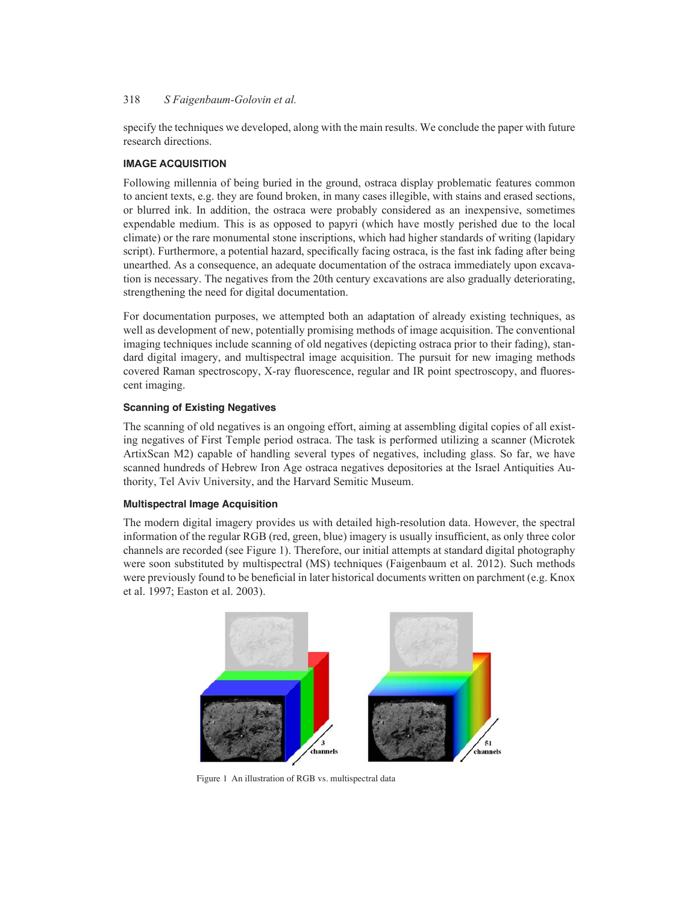specify the techniques we developed, along with the main results. We conclude the paper with future research directions.

## IMAGE ACQUISITION

Following millennia of being buried in the ground, ostraca display problematic features common to ancient texts, e.g. they are found broken, in many cases illegible, with stains and erased sections, or blurred ink. In addition, the ostraca were probably considered as an inexpensive, sometimes expendable medium. This is as opposed to papyri (which have mostly perished due to the local climate) or the rare monumental stone inscriptions, which had higher standards of writing (lapidary script). Furthermore, a potential hazard, specifically facing ostraca, is the fast ink fading after being unearthed. As a consequence, an adequate documentation of the ostraca immediately upon excavation is necessary. The negatives from the 20th century excavations are also gradually deteriorating, strengthening the need for digital documentation.

For documentation purposes, we attempted both an adaptation of already existing techniques, as well as development of new, potentially promising methods of image acquisition. The conventional imaging techniques include scanning of old negatives (depicting ostraca prior to their fading), standard digital imagery, and multispectral image acquisition. The pursuit for new imaging methods covered Raman spectroscopy, X-ray fluorescence, regular and IR point spectroscopy, and fluorescent imaging.

### Scanning of Existing Negatives

The scanning of old negatives is an ongoing effort, aiming at assembling digital copies of all existing negatives of First Temple period ostraca. The task is performed utilizing a scanner (Microtek ArtixScan M2) capable of handling several types of negatives, including glass. So far, we have scanned hundreds of Hebrew Iron Age ostraca negatives depositories at the Israel Antiquities Authority, Tel Aviv University, and the Harvard Semitic Museum.

### Multispectral Image Acquisition

The modern digital imagery provides us with detailed high-resolution data. However, the spectral information of the regular RGB (red, green, blue) imagery is usually insufficient, as only three color channels are recorded (see Figure 1). Therefore, our initial attempts at standard digital photography were soon substituted by multispectral (MS) techniques (Faigenbaum et al. 2012). Such methods were previously found to be beneficial in later historical documents written on parchment (e.g. Knox et al. 1997; Easton et al. 2003).

Figure 1 An illustration of RGB vs. multispectral data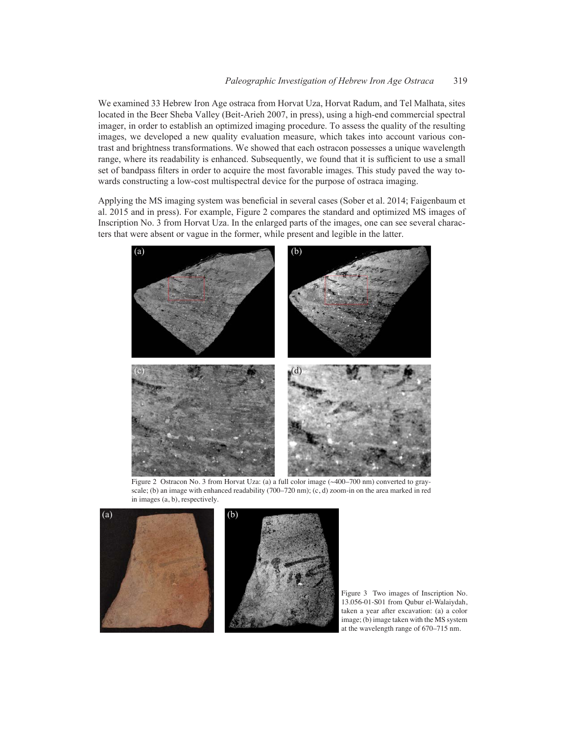We examined 33 Hebrew Iron Age ostraca from Horvat Uza, Horvat Radum, and Tel Malhata, sites located in the Beer Sheba Valley (Beit-Arieh 2007, in press), using a high-end commercial spectral imager, in order to establish an optimized imaging procedure. To assess the quality of the resulting images, we developed a new quality evaluation measure, which takes into account various contrast and brightness transformations. We showed that each ostracon possesses a unique wavelength range, where its readability is enhanced. Subsequently, we found that it is sufficient to use a small set of bandpass filters in order to acquire the most favorable images. This study paved the way towards constructing a low-cost multispectral device for the purpose of ostraca imaging.

Applying the MS imaging system was beneficial in several cases (Sober et al. 2014; Faigenbaum et al. 2015 and in press). For example, Figure 2 compares the standard and optimized MS images of Inscription No. 3 from Horvat Uza. In the enlarged parts of the images, one can see several characters that were absent or vague in the former, while present and legible in the latter.

Figure 2 Ostracon No. 3 from Horvat Uza: (a) a full color image (~400–700 nm) converted to grayscale; (b) an image with enhanced readability (700–720 nm); (c, d) zoom-in on the area marked in red in images (a, b), respectively.

Figure 3 Two images of Inscription No. 13.056-01-S01 from Qubur el-Walaiydah, taken a year after excavation: (a) a color image; (b) image taken with the MS system at the wavelength range of 670–715 nm.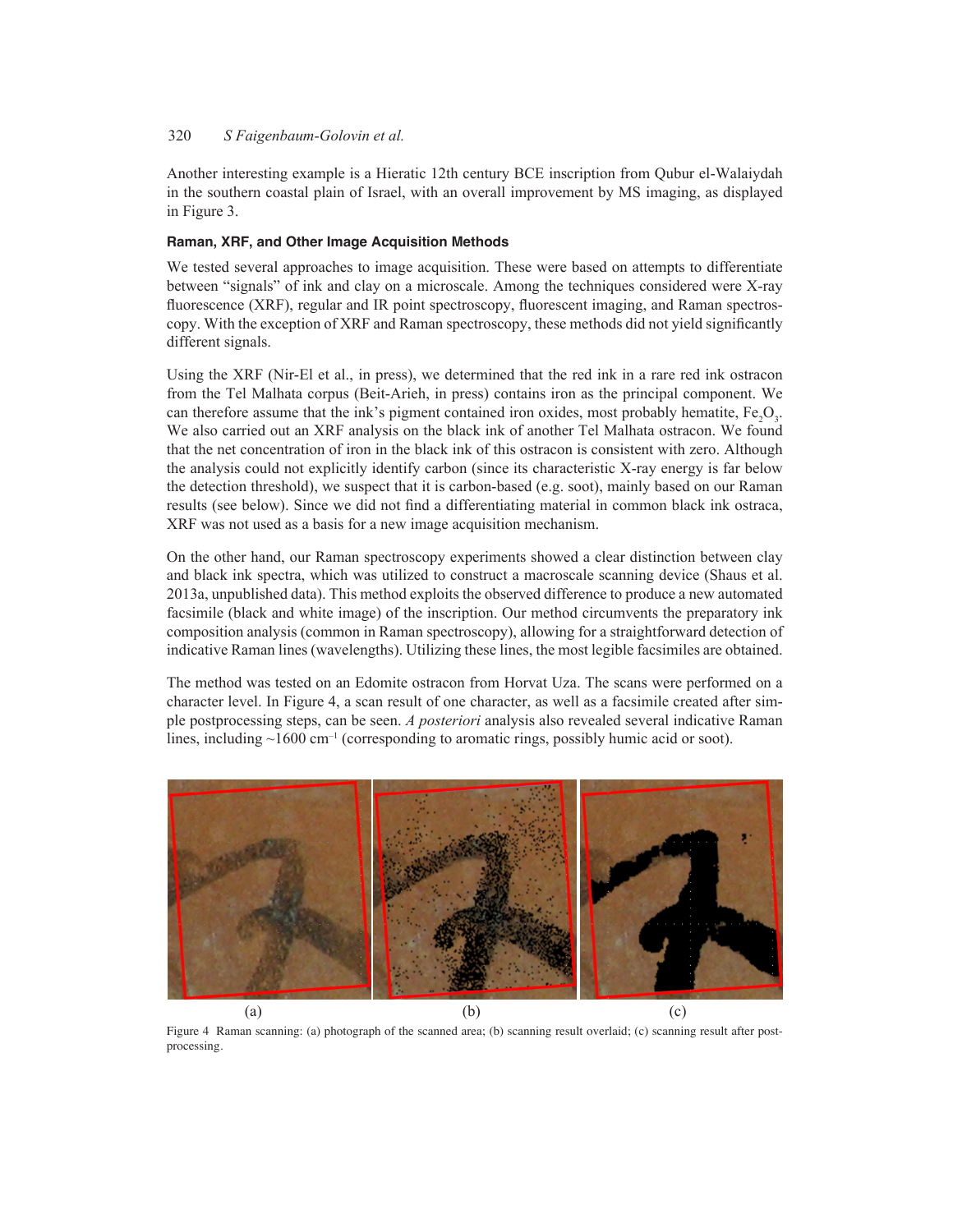Another interesting example is a Hieratic 12th century BCE inscription from Qubur el-Walaiydah in the southern coastal plain of Israel, with an overall improvement by MS imaging, as displayed in Figure 3.

#### Raman, XRF, and Other Image Acquisition Methods

We tested several approaches to image acquisition. These were based on attempts to differentiate between "signals" of ink and clay on a microscale. Among the techniques considered were X-ray fluorescence (XRF), regular and IR point spectroscopy, fluorescent imaging, and Raman spectroscopy. With the exception of XRF and Raman spectroscopy, these methods did not yield significantly different signals.

Using the XRF (Nir-El et al., in press), we determined that the red ink in a rare red ink ostracon from the Tel Malhata corpus (Beit-Arieh, in press) contains iron as the principal component. We can therefore assume that the ink's pigment contained iron oxides, most probably hematite, $Fe_2O_3$. We also carried out an XRF analysis on the black ink of another Tel Malhata ostracon. We found that the net concentration of iron in the black ink of this ostracon is consistent with zero. Although the analysis could not explicitly identify carbon (since its characteristic X-ray energy is far below the detection threshold), we suspect that it is carbon-based (e.g. soot), mainly based on our Raman results (see below). Since we did not find a differentiating material in common black ink ostraca, XRF was not used as a basis for a new image acquisition mechanism.

On the other hand, our Raman spectroscopy experiments showed a clear distinction between clay and black ink spectra, which was utilized to construct a macroscale scanning device (Shaus et al. 2013a, unpublished data). This method exploits the observed difference to produce a new automated facsimile (black and white image) of the inscription. Our method circumvents the preparatory ink composition analysis (common in Raman spectroscopy), allowing for a straightforward detection of indicative Raman lines (wavelengths). Utilizing these lines, the most legible facsimiles are obtained.

The method was tested on an Edomite ostracon from Horvat Uza. The scans were performed on a character level. In Figure 4, a scan result of one character, as well as a facsimile created after simple postprocessing steps, can be seen. *A posteriori* analysis also revealed several indicative Raman lines, including ~1600 $cm^{-1}$ (corresponding to aromatic rings, possibly humic acid or soot).

(a) (b) (c)

Figure 4 Raman scanning: (a) photograph of the scanned area; (b) scanning result overlaid; (c) scanning result after postprocessing.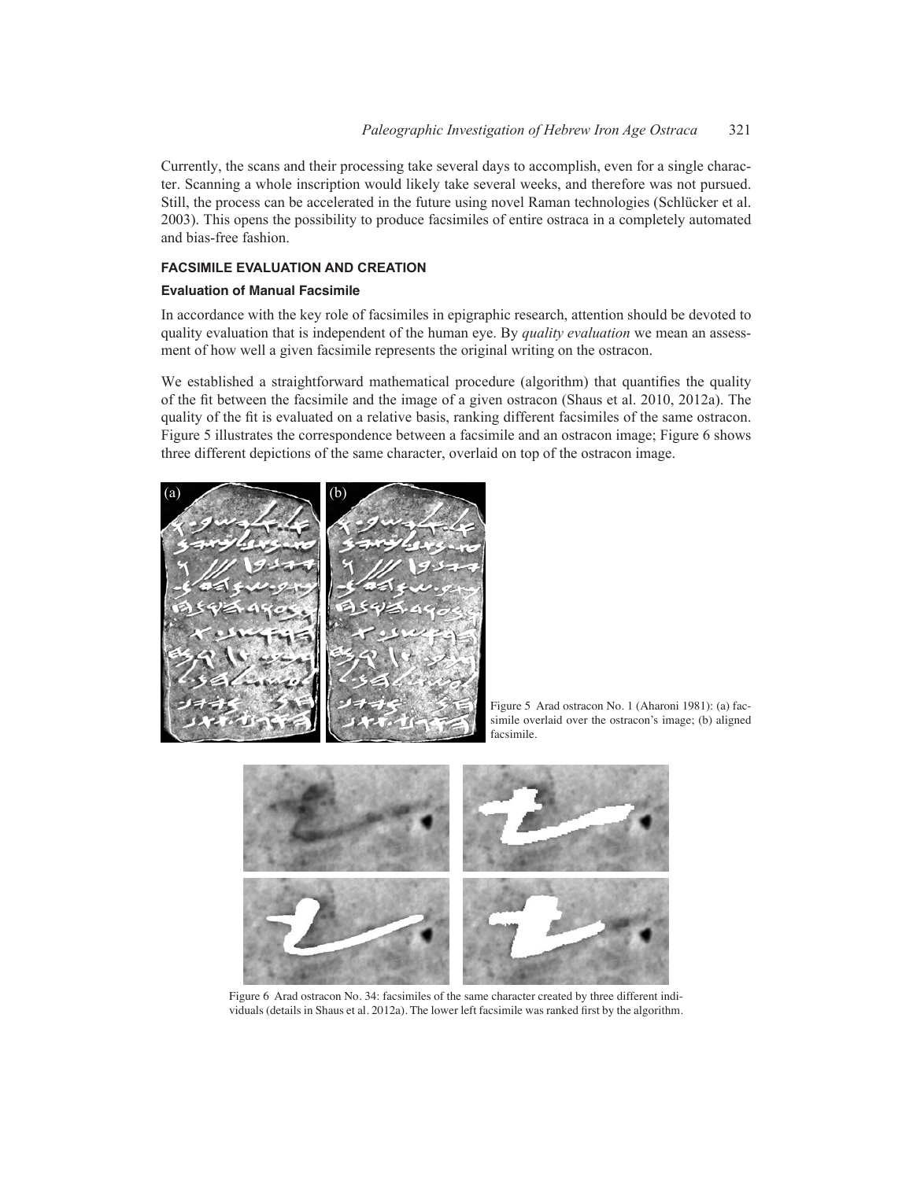Currently, the scans and their processing take several days to accomplish, even for a single character. Scanning a whole inscription would likely take several weeks, and therefore was not pursued. Still, the process can be accelerated in the future using novel Raman technologies (Schlücker et al. 2003). This opens the possibility to produce facsimiles of entire ostraca in a completely automated and bias-free fashion.

## FACSIMILE EVALUATION AND CREATION

### Evaluation of Manual Facsimile

In accordance with the key role of facsimiles in epigraphic research, attention should be devoted to quality evaluation that is independent of the human eye. By *quality evaluation* we mean an assessment of how well a given facsimile represents the original writing on the ostracon.

We established a straightforward mathematical procedure (algorithm) that quantifies the quality of the fit between the facsimile and the image of a given ostracon (Shaus et al. 2010, 2012a). The quality of the fit is evaluated on a relative basis, ranking different facsimiles of the same ostracon. Figure 5 illustrates the correspondence between a facsimile and an ostracon image; Figure 6 shows three different depictions of the same character, overlaid on top of the ostracon image.

Figure 5 Arad ostracon No. 1 (Aharoni 1981): (a) facsimile overlaid over the ostracon's image; (b) aligned facsimile.

Figure 6 Arad ostracon No. 34: facsimiles of the same character created by three different individuals (details in Shaus et al. 2012a). The lower left facsimile was ranked first by the algorithm.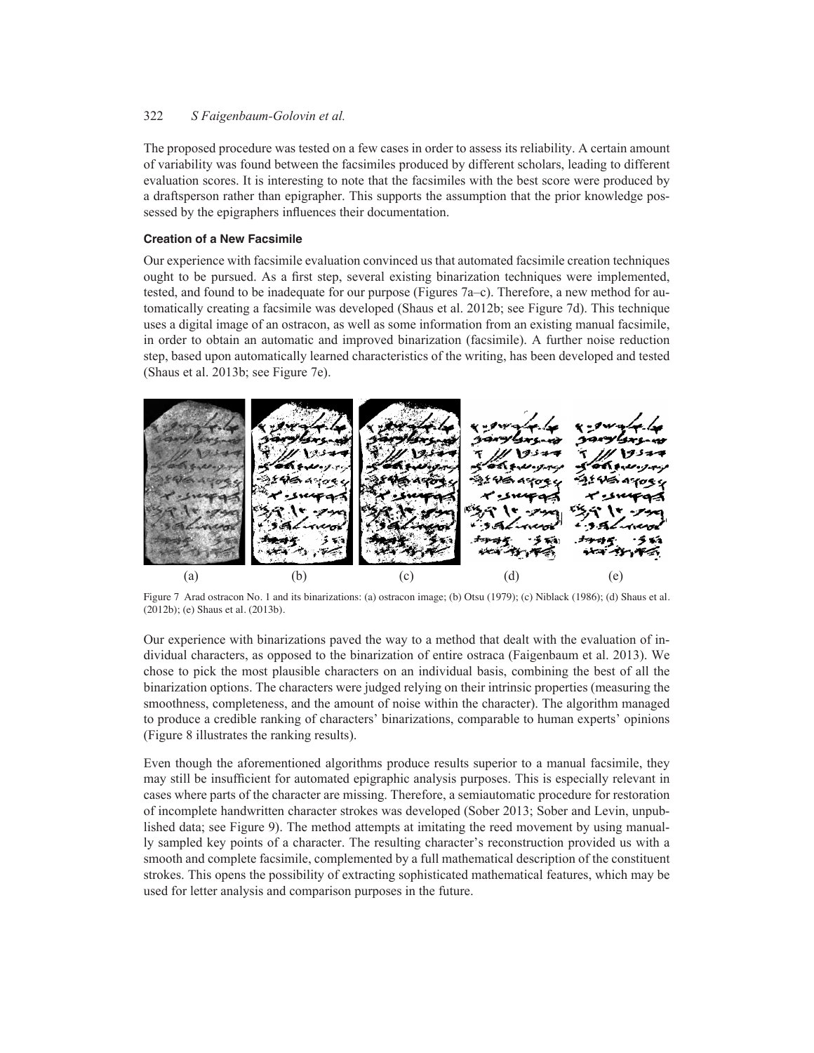The proposed procedure was tested on a few cases in order to assess its reliability. A certain amount of variability was found between the facsimiles produced by different scholars, leading to different evaluation scores. It is interesting to note that the facsimiles with the best score were produced by a draftsperson rather than epigrapher. This supports the assumption that the prior knowledge possessed by the epigraphers influences their documentation.

### Creation of a New Facsimile

Our experience with facsimile evaluation convinced us that automated facsimile creation techniques ought to be pursued. As a first step, several existing binarization techniques were implemented, tested, and found to be inadequate for our purpose (Figures 7a–c). Therefore, a new method for automatically creating a facsimile was developed (Shaus et al. 2012b; see Figure 7d). This technique uses a digital image of an ostracon, as well as some information from an existing manual facsimile, in order to obtain an automatic and improved binarization (facsimile). A further noise reduction step, based upon automatically learned characteristics of the writing, has been developed and tested (Shaus et al. 2013b; see Figure 7e).

Figure 7 Arad ostracon No. 1 and its binarizations: (a) ostracon image; (b) Otsu (1979); (c) Niblack (1986); (d) Shaus et al. (2012b); (e) Shaus et al. (2013b).

Our experience with binarizations paved the way to a method that dealt with the evaluation of individual characters, as opposed to the binarization of entire ostraca (Faigenbaum et al. 2013). We chose to pick the most plausible characters on an individual basis, combining the best of all the binarization options. The characters were judged relying on their intrinsic properties (measuring the smoothness, completeness, and the amount of noise within the character). The algorithm managed to produce a credible ranking of characters' binarizations, comparable to human experts' opinions (Figure 8 illustrates the ranking results).

Even though the aforementioned algorithms produce results superior to a manual facsimile, they may still be insufficient for automated epigraphic analysis purposes. This is especially relevant in cases where parts of the character are missing. Therefore, a semiautomatic procedure for restoration of incomplete handwritten character strokes was developed (Sober 2013; Sober and Levin, unpublished data; see Figure 9). The method attempts at imitating the reed movement by using manually sampled key points of a character. The resulting character's reconstruction provided us with a smooth and complete facsimile, complemented by a full mathematical description of the constituent strokes. This opens the possibility of extracting sophisticated mathematical features, which may be used for letter analysis and comparison purposes in the future.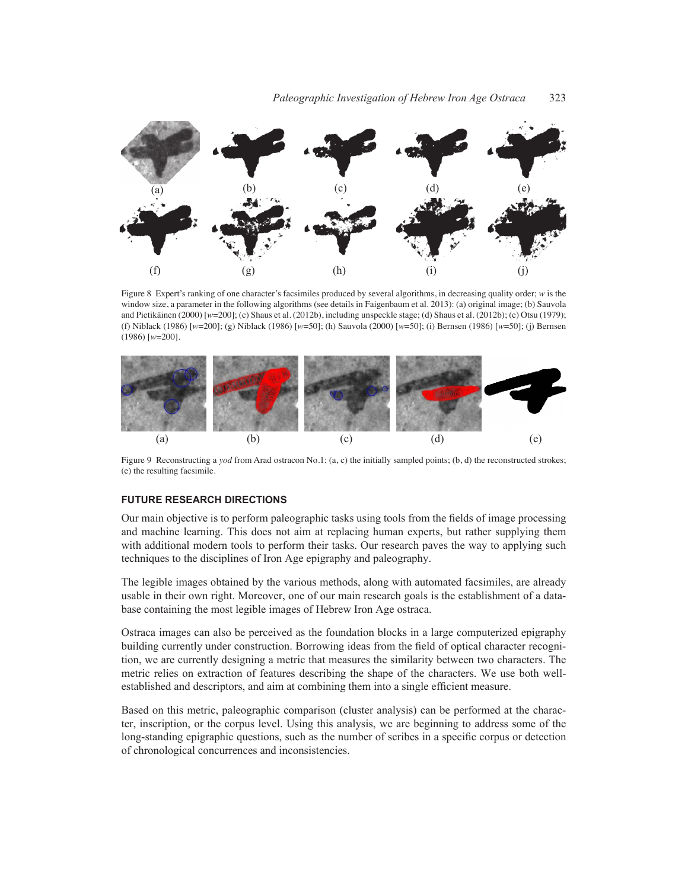Figure 8 Expert's ranking of one character's facsimiles produced by several algorithms, in decreasing quality order; *w* is the window size, a parameter in the following algorithms (see details in Faigenbaum et al. 2013): (a) original image; (b) Sauvola and Pietikäinen (2000) [*w*=200]; (c) Shaus et al. (2012b), including unspeckle stage; (d) Shaus et al. (2012b); (e) Otsu (1979); (f) Niblack (1986) [*w*=200]; (g) Niblack (1986) [*w*=50]; (h) Sauvola (2000) [*w*=50]; (i) Bernsen (1986) [*w*=50]; (j) Bernsen (1986) [*w*=200].

Figure 9 Reconstructing a *yod* from Arad ostracon No.1: (a, c) the initially sampled points; (b, d) the reconstructed strokes; (e) the resulting facsimile.

## FUTURE RESEARCH DIRECTIONS

Our main objective is to perform paleographic tasks using tools from the fields of image processing and machine learning. This does not aim at replacing human experts, but rather supplying them with additional modern tools to perform their tasks. Our research paves the way to applying such techniques to the disciplines of Iron Age epigraphy and paleography.

The legible images obtained by the various methods, along with automated facsimiles, are already usable in their own right. Moreover, one of our main research goals is the establishment of a database containing the most legible images of Hebrew Iron Age ostraca.

Ostraca images can also be perceived as the foundation blocks in a large computerized epigraphy building currently under construction. Borrowing ideas from the field of optical character recognition, we are currently designing a metric that measures the similarity between two characters. The metric relies on extraction of features describing the shape of the characters. We use both well-established and descriptors, and aim at combining them into a single efficient measure.

Based on this metric, paleographic comparison (cluster analysis) can be performed at the character, inscription, or the corpus level. Using this analysis, we are beginning to address some of the long-standing epigraphic questions, such as the number of scribes in a specific corpus or detection of chronological concurrences and inconsistencies.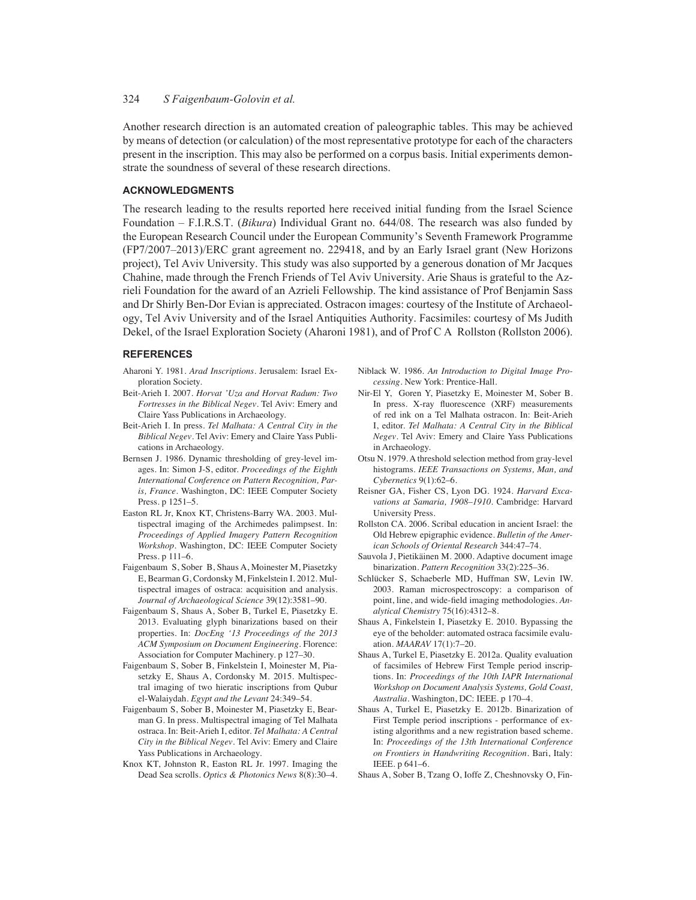Another research direction is an automated creation of paleographic tables. This may be achieved by means of detection (or calculation) of the most representative prototype for each of the characters present in the inscription. This may also be performed on a corpus basis. Initial experiments demonstrate the soundness of several of these research directions.

## ACKNOWLEDGMENTS

The research leading to the results reported here received initial funding from the Israel Science Foundation – F.I.R.S.T. (*Bikura*) Individual Grant no. 644/08. The research was also funded by the European Research Council under the European Community's Seventh Framework Programme (FP7/2007–2013)/ERC grant agreement no. 229418, and by an Early Israel grant (New Horizons project), Tel Aviv University. This study was also supported by a generous donation of Mr Jacques Chahine, made through the French Friends of Tel Aviv University. Arie Shaus is grateful to the Azrieli Foundation for the award of an Azrieli Fellowship. The kind assistance of Prof Benjamin Sass and Dr Shirly Ben-Dor Evian is appreciated. Ostracon images: courtesy of the Institute of Archaeology, Tel Aviv University and of the Israel Antiquities Authority. Facsimiles: courtesy of Ms Judith Dekel, of the Israel Exploration Society (Aharoni 1981), and of Prof C A Rollston (Rollston 2006).

## REFERENCES

Aharoni Y. 1981. *Arad Inscriptions*. Jerusalem: Israel Exploration Society.

Beit-Arieh I. 2007. *Horvat 'Uza and Horvat Radum: Two Fortresses in the Biblical Negev*. Tel Aviv: Emery and Claire Yass Publications in Archaeology.

Beit-Arieh I. In press. *Tel Malhata: A Central City in the Biblical Negev*. Tel Aviv: Emery and Claire Yass Publications in Archaeology.

Bernsen J. 1986. Dynamic thresholding of grey-level images. In: Simon J-S, editor. *Proceedings of the Eighth International Conference on Pattern Recognition, Paris, France*. Washington, DC: IEEE Computer Society Press. p 1251–5.

Easton RL Jr, Knox KT, Christens-Barry WA. 2003. Multispectral imaging of the Archimedes palimpsest. In: *Proceedings of Applied Imagery Pattern Recognition Workshop*. Washington, DC: IEEE Computer Society Press. p 111–6.

Faigenbaum S, Sober B, Shaus A, Moinester M, Piasetzky E, Bearman G, Cordonsky M, Finkelstein I. 2012. Multispectral images of ostraca: acquisition and analysis. *Journal of Archaeological Science* 39(12):3581–90.

Faigenbaum S, Shaus A, Sober B, Turkel E, Piasetzky E. 2013. Evaluating glyph binarizations based on their properties. In: *DocEng '13 Proceedings of the 2013 ACM Symposium on Document Engineering*. Florence: Association for Computer Machinery. p 127–30.

Faigenbaum S, Sober B, Finkelstein I, Moinester M, Piasetzky E, Shaus A, Cordonsky M. 2015. Multispectral imaging of two hieratic inscriptions from Qubur el-Walaiydah. *Egypt and the Levant* 24:349–54.

Faigenbaum S, Sober B, Moinester M, Piasetzky E, Bearman G. In press. Multispectral imaging of Tel Malhata ostraca. In: Beit-Arieh I, editor. *Tel Malhata: A Central City in the Biblical Negev*. Tel Aviv: Emery and Claire Yass Publications in Archaeology.

Knox KT, Johnston R, Easton RL Jr. 1997. Imaging the Dead Sea scrolls. *Optics & Photonics News* 8(8):30–4.

Niblack W. 1986. *An Introduction to Digital Image Processing*. New York: Prentice-Hall.

Nir-El Y, Goren Y, Piasetzky E, Moinester M, Sober B. In press. X-ray fluorescence (XRF) measurements of red ink on a Tel Malhata ostracon. In: Beit-Arieh I, editor. *Tel Malhata: A Central City in the Biblical Negev*. Tel Aviv: Emery and Claire Yass Publications in Archaeology.

Otsu N. 1979. A threshold selection method from gray-level histograms. *IEEE Transactions on Systems, Man, and Cybernetics* 9(1):62–6.

Reisner GA, Fisher CS, Lyon DG. 1924. *Harvard Excavations at Samaria, 1908–1910*. Cambridge: Harvard University Press.

Rollston CA. 2006. Scribal education in ancient Israel: the Old Hebrew epigraphic evidence. *Bulletin of the American Schools of Oriental Research* 344:47–74.

Sauvola J, Pietikäinen M. 2000. Adaptive document image binarization. *Pattern Recognition* 33(2):225–36.

Schlücker S, Schaeberle MD, Huffman SW, Levin IW. 2003. Raman microspectroscopy: a comparison of point, line, and wide-field imaging methodologies. *Analytical Chemistry* 75(16):4312–8.

Shaus A, Finkelstein I, Piasetzky E. 2010. Bypassing the eye of the beholder: automated ostraca facsimile evaluation. *MAARAV* 17(1):7–20.

Shaus A, Turkel E, Piasetzky E. 2012a. Quality evaluation of facsimiles of Hebrew First Temple period inscriptions. In: *Proceedings of the 10th IAPR International Workshop on Document Analysis Systems, Gold Coast, Australia*. Washington, DC: IEEE. p 170–4.

Shaus A, Turkel E, Piasetzky E. 2012b. Binarization of First Temple period inscriptions - performance of existing algorithms and a new registration based scheme. In: *Proceedings of the 13th International Conference on Frontiers in Handwriting Recognition*. Bari, Italy: IEEE. p 641–6.

Shaus A, Sober B, Tzang O, Ioffe Z, Cheshnovsky O, Fin-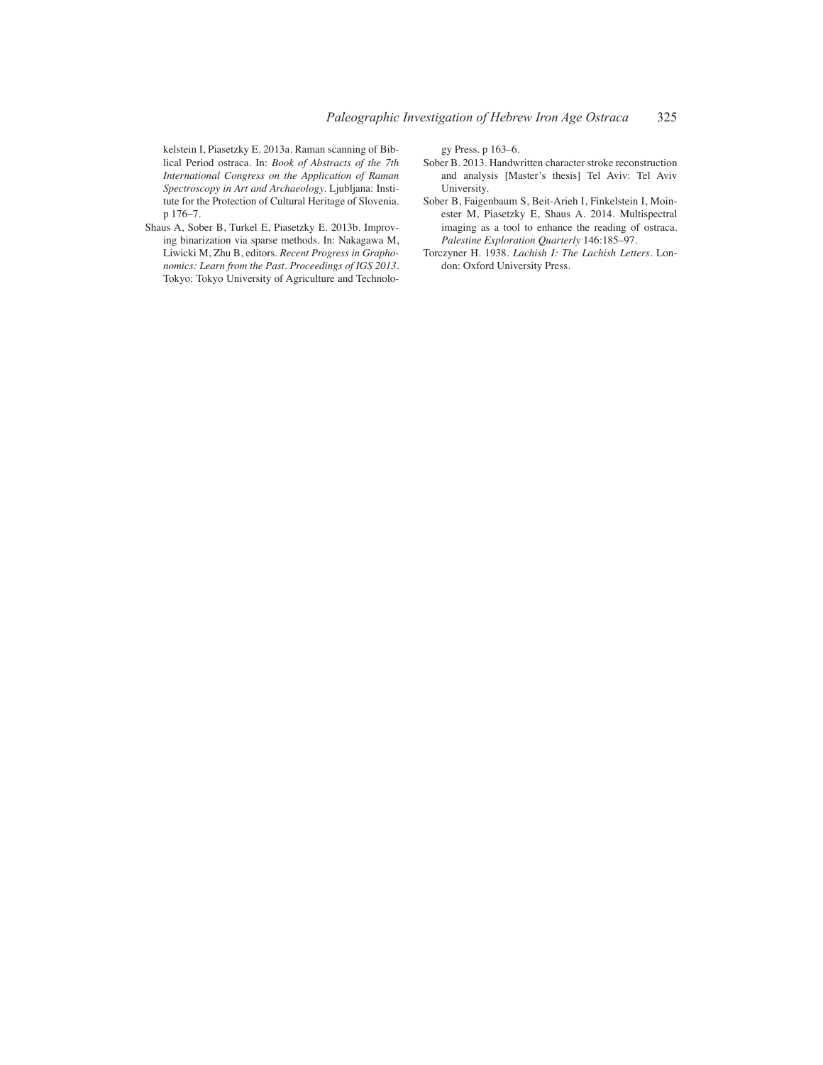kelstein I, Piasetzky E. 2013a. Raman scanning of Biblical Period ostraca. In: *Book of Abstracts of the 7th International Congress on the Application of Raman Spectroscopy in Art and Archaeology*. Ljubljana: Institute for the Protection of Cultural Heritage of Slovenia. p 176–7.

Shaus A, Sober B, Turkel E, Piasetzky E. 2013b. Improving binarization via sparse methods. In: Nakagawa M, Liwicki M, Zhu B, editors. *Recent Progress in Graphonomics: Learn from the Past*. *Proceedings of IGS 2013*. Tokyo: Tokyo University of Agriculture and Technology Press. p 163–6.

Sober B. 2013. Handwritten character stroke reconstruction and analysis [Master's thesis] Tel Aviv: Tel Aviv University.

Sober B, Faigenbaum S, Beit-Arieh I, Finkelstein I, Moinester M, Piasetzky E, Shaus A. 2014. Multispectral imaging as a tool to enhance the reading of ostraca. *Palestine Exploration Quarterly* 146:185–97.

Torczyner H. 1938. *Lachish I: The Lachish Letters*. London: Oxford University Press.